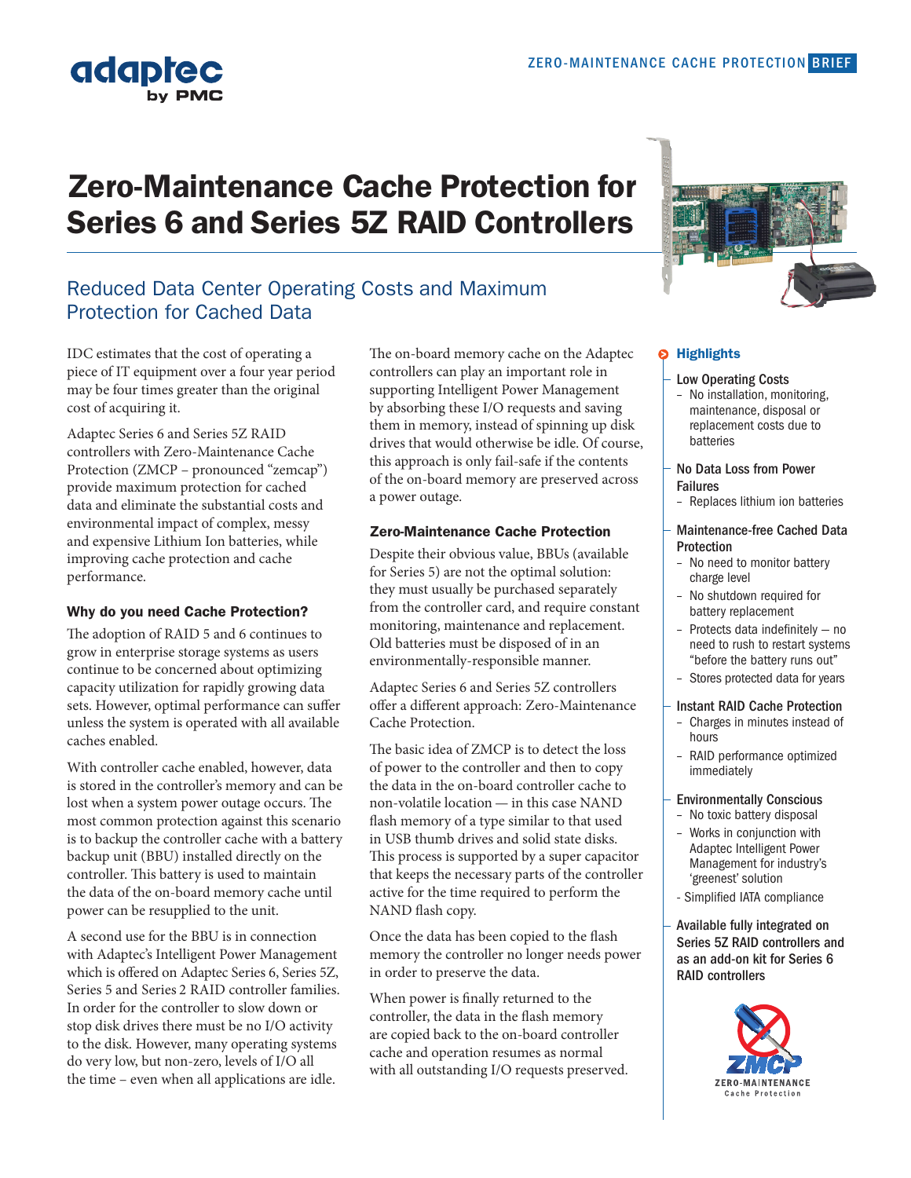ZERO-MAINTENANCE CACHE PROTECTION **BRIEF**

# Zero-Maintenance Cache Protection for Series 6 and Series 5Z RAID Controllers

## Reduced Data Center Operating Costs and Maximum Protection for Cached Data

IDC estimates that the cost of operating a piece of IT equipment over a four year period may be four times greater than the original cost of acquiring it.

Adaptec Series 6 and Series 5Z RAID controllers with Zero-Maintenance Cache Protection (ZMCP – pronounced "zemcap") provide maximum protection for cached data and eliminate the substantial costs and environmental impact of complex, messy and expensive Lithium Ion batteries, while improving cache protection and cache performance.

### Why do you need Cache Protection?

The adoption of RAID 5 and 6 continues to grow in enterprise storage systems as users continue to be concerned about optimizing capacity utilization for rapidly growing data sets. However, optimal performance can suffer unless the system is operated with all available caches enabled.

With controller cache enabled, however, data is stored in the controller's memory and can be lost when a system power outage occurs. The most common protection against this scenario is to backup the controller cache with a battery backup unit (BBU) installed directly on the controller. This battery is used to maintain the data of the on-board memory cache until power can be resupplied to the unit.

A second use for the BBU is in connection with Adaptec's Intelligent Power Management which is offered on Adaptec Series 6, Series 5Z, Series 5 and Series 2 RAID controller families. In order for the controller to slow down or stop disk drives there must be no I/O activity to the disk. However, many operating systems do very low, but non-zero, levels of I/O all the time – even when all applications are idle.

The on-board memory cache on the Adaptec controllers can play an important role in supporting Intelligent Power Management by absorbing these I/O requests and saving them in memory, instead of spinning up disk drives that would otherwise be idle. Of course, this approach is only fail-safe if the contents of the on-board memory are preserved across a power outage.

### Zero-Maintenance Cache Protection

Despite their obvious value, BBUs (available for Series 5) are not the optimal solution: they must usually be purchased separately from the controller card, and require constant monitoring, maintenance and replacement. Old batteries must be disposed of in an environmentally-responsible manner.

Adaptec Series 6 and Series 5Z controllers offer a different approach: Zero-Maintenance Cache Protection.

The basic idea of ZMCP is to detect the loss of power to the controller and then to copy the data in the on-board controller cache to non-volatile location — in this case NAND flash memory of a type similar to that used in USB thumb drives and solid state disks. This process is supported by a super capacitor that keeps the necessary parts of the controller active for the time required to perform the NAND flash copy.

Once the data has been copied to the flash memory the controller no longer needs power in order to preserve the data.

When power is finally returned to the controller, the data in the flash memory are copied back to the on-board controller cache and operation resumes as normal with all outstanding I/O requests preserved.

### Highlights

**Low Operating Costs**
- No installation, monitoring, maintenance, disposal or replacement costs due to batteries

**No Data Loss from Power Failures**
- Replaces lithium ion batteries

**Maintenance-free Cached Data Protection**
- No need to monitor battery charge level
- No shutdown required for battery replacement
- Protects data indefinitely — no need to rush to restart systems "before the battery runs out"
- Stores protected data for years

**Instant RAID Cache Protection**
- Charges in minutes instead of hours
- RAID performance optimized immediately

**Environmentally Conscious**
- No toxic battery disposal
- Works in conjunction with Adaptec Intelligent Power Management for industry's 'greenest' solution
- Simplified IATA compliance

**Available fully integrated on Series 5Z RAID controllers and as an add-on kit for Series 6 RAID controllers**

ZMCP ZERO-MAINTENANCE Cache Protection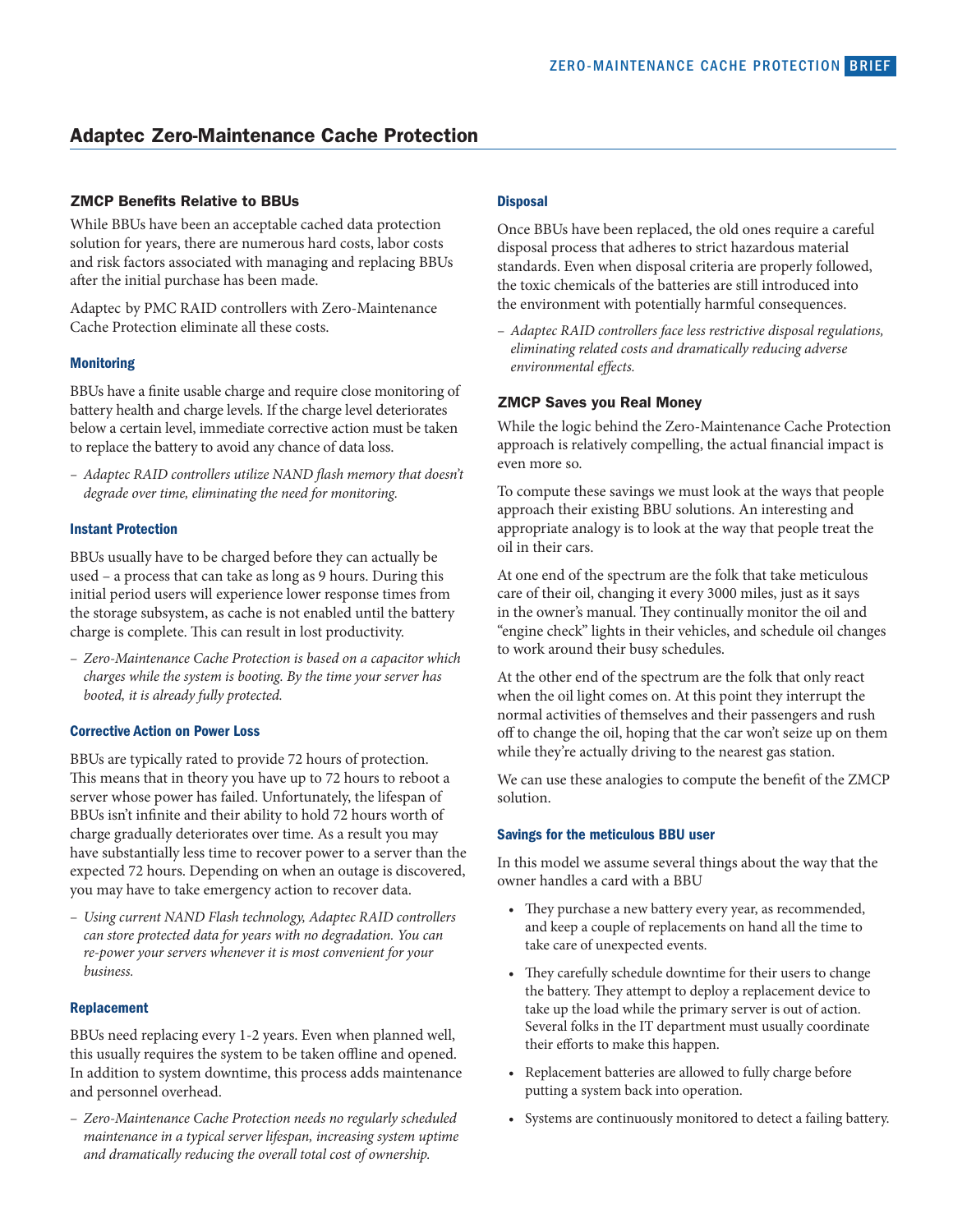## Adaptec Zero-Maintenance Cache Protection

### ZMCP Benefits Relative to BBUs

While BBUs have been an acceptable cached data protection solution for years, there are numerous hard costs, labor costs and risk factors associated with managing and replacing BBUs after the initial purchase has been made.

Adaptec by PMC RAID controllers with Zero-Maintenance Cache Protection eliminate all these costs.

#### Monitoring

BBUs have a finite usable charge and require close monitoring of battery health and charge levels. If the charge level deteriorates below a certain level, immediate corrective action must be taken to replace the battery to avoid any chance of data loss.

– *Adaptec RAID controllers utilize NAND flash memory that doesn't degrade over time, eliminating the need for monitoring.*

#### Instant Protection

BBUs usually have to be charged before they can actually be used – a process that can take as long as 9 hours. During this initial period users will experience lower response times from the storage subsystem, as cache is not enabled until the battery charge is complete. This can result in lost productivity.

– *Zero-Maintenance Cache Protection is based on a capacitor which charges while the system is booting. By the time your server has booted, it is already fully protected.*

#### Corrective Action on Power Loss

BBUs are typically rated to provide 72 hours of protection. This means that in theory you have up to 72 hours to reboot a server whose power has failed. Unfortunately, the lifespan of BBUs isn't infinite and their ability to hold 72 hours worth of charge gradually deteriorates over time. As a result you may have substantially less time to recover power to a server than the expected 72 hours. Depending on when an outage is discovered, you may have to take emergency action to recover data.

– *Using current NAND Flash technology, Adaptec RAID controllers can store protected data for years with no degradation. You can re-power your servers whenever it is most convenient for your business.*

#### Replacement

BBUs need replacing every 1-2 years. Even when planned well, this usually requires the system to be taken offline and opened. In addition to system downtime, this process adds maintenance and personnel overhead.

– *Zero-Maintenance Cache Protection needs no regularly scheduled maintenance in a typical server lifespan, increasing system uptime and dramatically reducing the overall total cost of ownership.*

#### Disposal

Once BBUs have been replaced, the old ones require a careful disposal process that adheres to strict hazardous material standards. Even when disposal criteria are properly followed, the toxic chemicals of the batteries are still introduced into the environment with potentially harmful consequences.

– *Adaptec RAID controllers face less restrictive disposal regulations, eliminating related costs and dramatically reducing adverse environmental effects.*

### ZMCP Saves you Real Money

While the logic behind the Zero-Maintenance Cache Protection approach is relatively compelling, the actual financial impact is even more so.

To compute these savings we must look at the ways that people approach their existing BBU solutions. An interesting and appropriate analogy is to look at the way that people treat the oil in their cars.

At one end of the spectrum are the folk that take meticulous care of their oil, changing it every 3000 miles, just as it says in the owner's manual. They continually monitor the oil and "engine check" lights in their vehicles, and schedule oil changes to work around their busy schedules.

At the other end of the spectrum are the folk that only react when the oil light comes on. At this point they interrupt the normal activities of themselves and their passengers and rush off to change the oil, hoping that the car won't seize up on them while they're actually driving to the nearest gas station.

We can use these analogies to compute the benefit of the ZMCP solution.

#### Savings for the meticulous BBU user

In this model we assume several things about the way that the owner handles a card with a BBU

- They purchase a new battery every year, as recommended, and keep a couple of replacements on hand all the time to take care of unexpected events.
- They carefully schedule downtime for their users to change the battery. They attempt to deploy a replacement device to take up the load while the primary server is out of action. Several folks in the IT department must usually coordinate their efforts to make this happen.
- Replacement batteries are allowed to fully charge before putting a system back into operation.
- Systems are continuously monitored to detect a failing battery.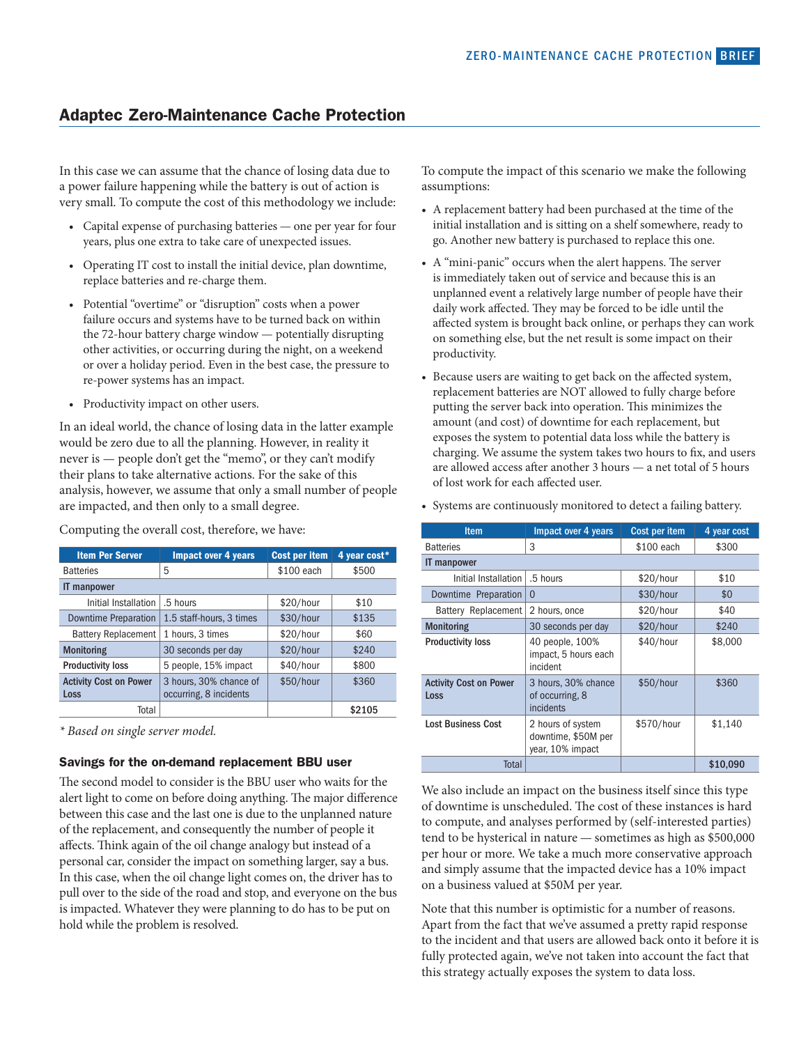## Adaptec Zero-Maintenance Cache Protection

In this case we can assume that the chance of losing data due to a power failure happening while the battery is out of action is very small. To compute the cost of this methodology we include:

- Capital expense of purchasing batteries — one per year for four years, plus one extra to take care of unexpected issues.
- Operating IT cost to install the initial device, plan downtime, replace batteries and re-charge them.
- Potential "overtime" or "disruption" costs when a power failure occurs and systems have to be turned back on within the 72-hour battery charge window — potentially disrupting other activities, or occurring during the night, on a weekend or over a holiday period. Even in the best case, the pressure to re-power systems has an impact.
- Productivity impact on other users.

In an ideal world, the chance of losing data in the latter example would be zero due to all the planning. However, in reality it never is — people don't get the "memo", or they can't modify their plans to take alternative actions. For the sake of this analysis, however, we assume that only a small number of people are impacted, and then only to a small degree.

Computing the overall cost, therefore, we have:

| Item Per Server | Impact over 4 years | Cost per item | 4 year cost* |
|---|---|---|---|
| Batteries | 5 | $100 each | $500 |
| **IT manpower** | | | |
| Initial Installation | .5 hours | $20/hour | $10 |
| Downtime Preparation | 1.5 staff-hours, 3 times | $30/hour | $135 |
| Battery Replacement | 1 hours, 3 times | $20/hour | $60 |
| **Monitoring** | 30 seconds per day | $20/hour | $240 |
| **Productivity loss** | 5 people, 15% impact | $40/hour | $800 |
| **Activity Cost on Power Loss** | 3 hours, 30% chance of occurring, 8 incidents | $50/hour | $360 |
| Total | | | **$2105** |

*\* Based on single server model.*

### Savings for the on-demand replacement BBU user

The second model to consider is the BBU user who waits for the alert light to come on before doing anything. The major difference between this case and the last one is due to the unplanned nature of the replacement, and consequently the number of people it affects. Think again of the oil change analogy but instead of a personal car, consider the impact on something larger, say a bus. In this case, when the oil change light comes on, the driver has to pull over to the side of the road and stop, and everyone on the bus is impacted. Whatever they were planning to do has to be put on hold while the problem is resolved.

To compute the impact of this scenario we make the following assumptions:

- A replacement battery had been purchased at the time of the initial installation and is sitting on a shelf somewhere, ready to go. Another new battery is purchased to replace this one.
- A "mini-panic" occurs when the alert happens. The server is immediately taken out of service and because this is an unplanned event a relatively large number of people have their daily work affected. They may be forced to be idle until the affected system is brought back online, or perhaps they can work on something else, but the net result is some impact on their productivity.
- Because users are waiting to get back on the affected system, replacement batteries are NOT allowed to fully charge before putting the server back into operation. This minimizes the amount (and cost) of downtime for each replacement, but exposes the system to potential data loss while the battery is charging. We assume the system takes two hours to fix, and users are allowed access after another 3 hours — a net total of 5 hours of lost work for each affected user.
- Systems are continuously monitored to detect a failing battery.

| Item | Impact over 4 years | Cost per item | 4 year cost |
|---|---|---|---|
| Batteries | 3 | $100 each | $300 |
| **IT manpower** | | | |
| Initial Installation | .5 hours | $20/hour | $10 |
| Downtime Preparation | 0 | $30/hour | $0 |
| Battery Replacement | 2 hours, once | $20/hour | $40 |
| **Monitoring** | 30 seconds per day | $20/hour | $240 |
| **Productivity loss** | 40 people, 100% impact, 5 hours each incident | $40/hour | $8,000 |
| **Activity Cost on Power Loss** | 3 hours, 30% chance of occurring, 8 incidents | $50/hour | $360 |
| **Lost Business Cost** | 2 hours of system downtime, $50M per year, 10% impact | $570/hour | $1,140 |
| Total | | | **$10,090** |

We also include an impact on the business itself since this type of downtime is unscheduled. The cost of these instances is hard to compute, and analyses performed by (self-interested parties) tend to be hysterical in nature — sometimes as high as $500,000 per hour or more. We take a much more conservative approach and simply assume that the impacted device has a 10% impact on a business valued at $50M per year.

Note that this number is optimistic for a number of reasons. Apart from the fact that we've assumed a pretty rapid response to the incident and that users are allowed back onto it before it is fully protected again, we've not taken into account the fact that this strategy actually exposes the system to data loss.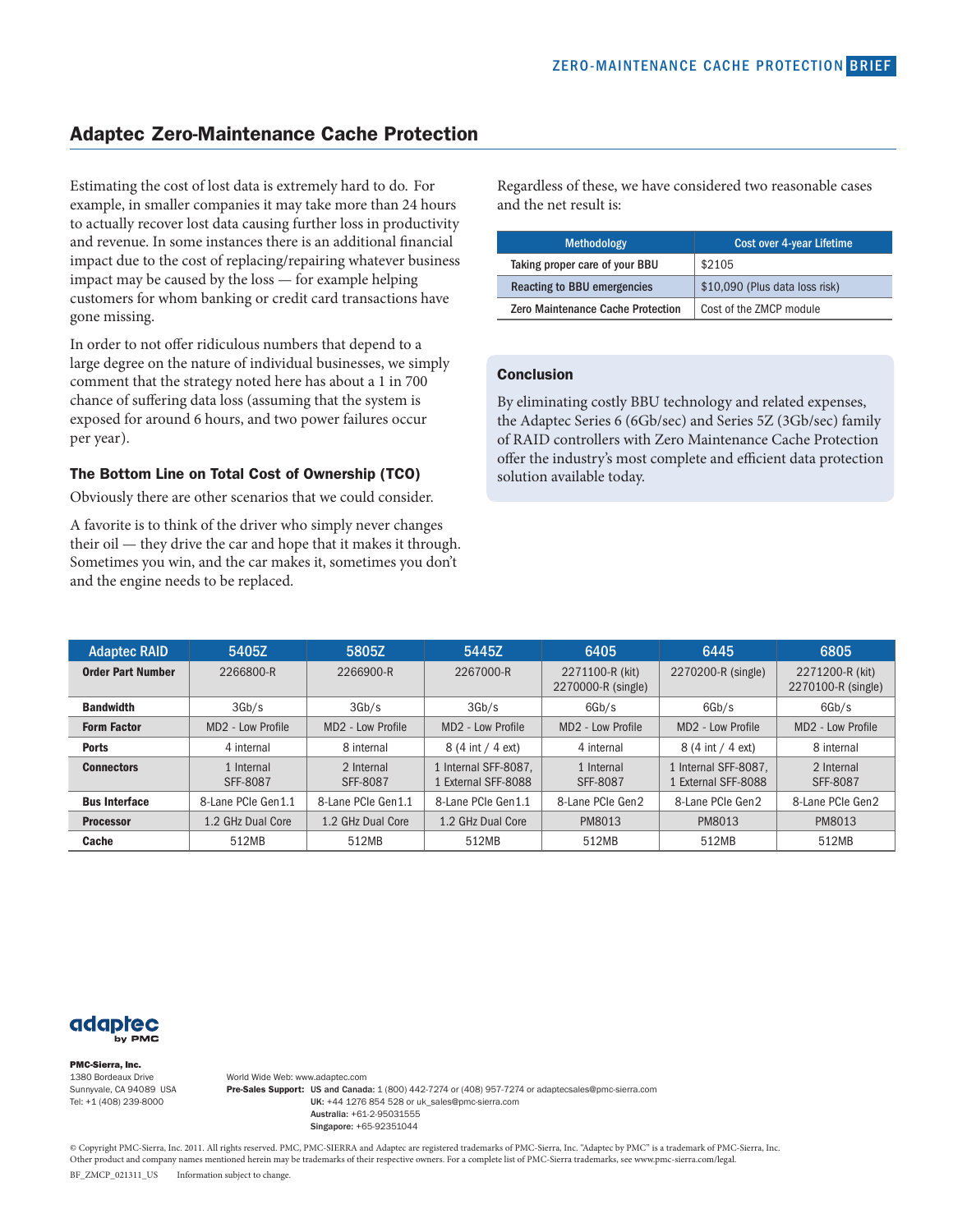## Adaptec Zero-Maintenance Cache Protection

Estimating the cost of lost data is extremely hard to do. For example, in smaller companies it may take more than 24 hours to actually recover lost data causing further loss in productivity and revenue. In some instances there is an additional financial impact due to the cost of replacing/repairing whatever business impact may be caused by the loss — for example helping customers for whom banking or credit card transactions have gone missing.

In order to not offer ridiculous numbers that depend to a large degree on the nature of individual businesses, we simply comment that the strategy noted here has about a 1 in 700 chance of suffering data loss (assuming that the system is exposed for around 6 hours, and two power failures occur per year).

### The Bottom Line on Total Cost of Ownership (TCO)

Obviously there are other scenarios that we could consider.

A favorite is to think of the driver who simply never changes their oil — they drive the car and hope that it makes it through. Sometimes you win, and the car makes it, sometimes you don't and the engine needs to be replaced.

Regardless of these, we have considered two reasonable cases and the net result is:

| Methodology | Cost over 4-year Lifetime |
|---|---|
| Taking proper care of your BBU | $2105 |
| Reacting to BBU emergencies | $10,090 (Plus data loss risk) |
| Zero Maintenance Cache Protection | Cost of the ZMCP module |

### Conclusion

By eliminating costly BBU technology and related expenses, the Adaptec Series 6 (6Gb/sec) and Series 5Z (3Gb/sec) family of RAID controllers with Zero Maintenance Cache Protection offer the industry's most complete and efficient data protection solution available today.

| Adaptec RAID | 5405Z | 5805Z | 5445Z | 6405 | 6445 | 6805 |
|---|---|---|---|---|---|---|
| **Order Part Number** | 2266800-R | 2266900-R | 2267000-R | 2271100-R (kit) 2270000-R (single) | 2270200-R (single) | 2271200-R (kit) 2270100-R (single) |
| **Bandwidth** | 3Gb/s | 3Gb/s | 3Gb/s | 6Gb/s | 6Gb/s | 6Gb/s |
| **Form Factor** | MD2 - Low Profile | MD2 - Low Profile | MD2 - Low Profile | MD2 - Low Profile | MD2 - Low Profile | MD2 - Low Profile |
| **Ports** | 4 internal | 8 internal | 8 (4 int / 4 ext) | 4 internal | 8 (4 int / 4 ext) | 8 internal |
| **Connectors** | 1 Internal SFF-8087 | 2 Internal SFF-8087 | 1 Internal SFF-8087, 1 External SFF-8088 | 1 Internal SFF-8087 | 1 Internal SFF-8087, 1 External SFF-8088 | 2 Internal SFF-8087 |
| **Bus Interface** | 8-Lane PCIe Gen1.1 | 8-Lane PCIe Gen1.1 | 8-Lane PCIe Gen1.1 | 8-Lane PCIe Gen2 | 8-Lane PCIe Gen2 | 8-Lane PCIe Gen2 |
| **Processor** | 1.2 GHz Dual Core | 1.2 GHz Dual Core | 1.2 GHz Dual Core | PM8013 | PM8013 | PM8013 |
| **Cache** | 512MB | 512MB | 512MB | 512MB | 512MB | 512MB |

adaptec by PMC

**PMC-Sierra, Inc.**
1380 Bordeaux Drive
Sunnyvale, CA 94089 USA
Tel: +1 (408) 239-8000

World Wide Web: www.adaptec.com
**Pre-Sales Support:** **US and Canada:** 1 (800) 442-7274 or (408) 957-7274 or adaptecsales@pmc-sierra.com
**UK:** +44 1276 854 528 or uk_sales@pmc-sierra.com
**Australia:** +61-2-95031555
**Singapore:** +65-92351044

© Copyright PMC-Sierra, Inc. 2011. All rights reserved. PMC, PMC-SIERRA and Adaptec are registered trademarks of PMC-Sierra, Inc. "Adaptec by PMC" is a trademark of PMC-Sierra, Inc. Other product and company names mentioned herein may be trademarks of their respective owners. For a complete list of PMC-Sierra trademarks, see www.pmc-sierra.com/legal.

BF_ZMCP_021311_US Information subject to change.